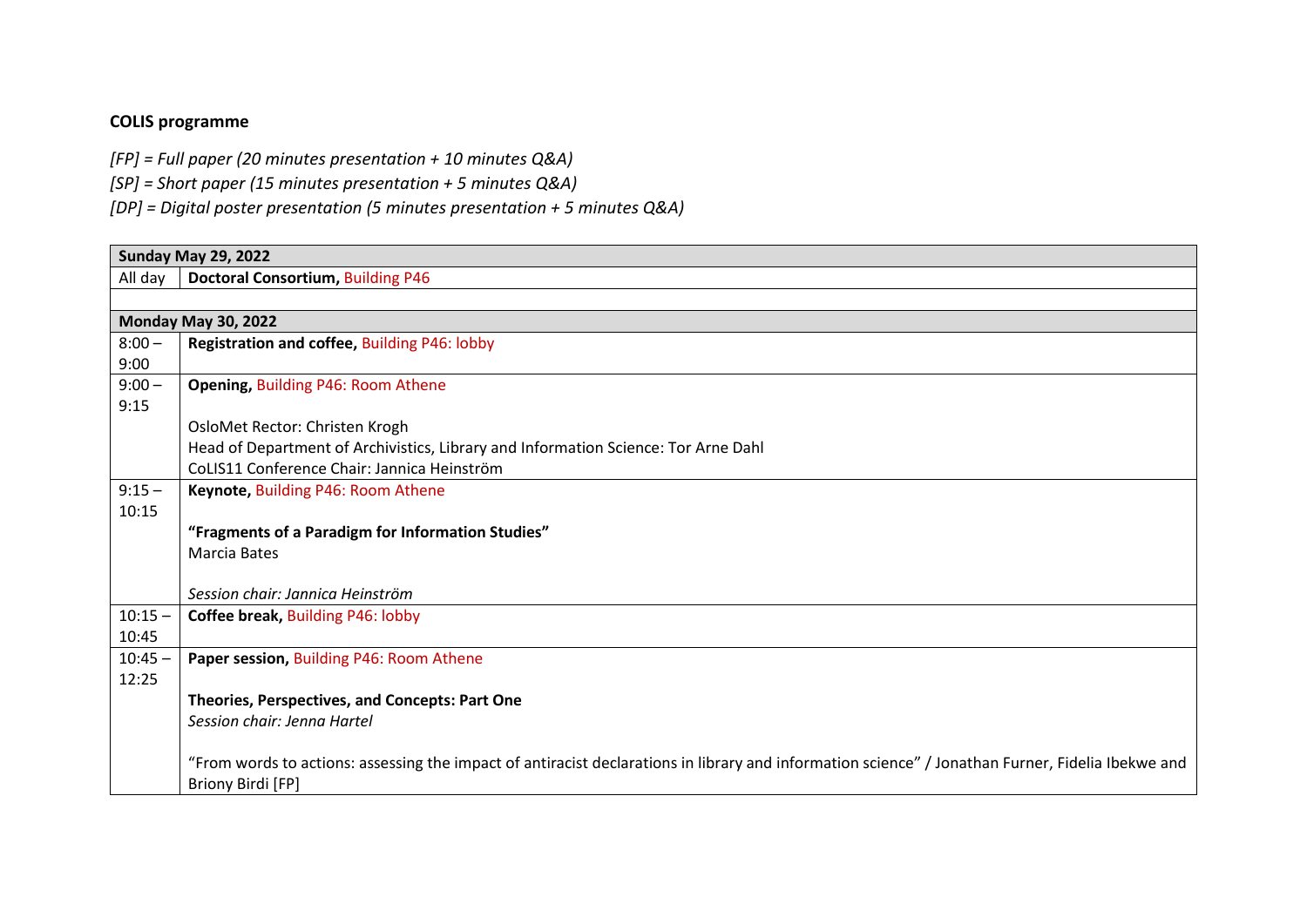**COLIS programme**

*[FP] = Full paper (20 minutes presentation + 10 minutes Q&A)*
*[SP] = Short paper (15 minutes presentation + 5 minutes Q&A)*
*[DP] = Digital poster presentation (5 minutes presentation + 5 minutes Q&A)*

| **Sunday May 29, 2022** | |
|---|---|
| All day | **Doctoral Consortium,** Building P46 |
| | |
| **Monday May 30, 2022** | |
| 8:00 – 9:00 | **Registration and coffee,** Building P46: lobby |
| 9:00 – 9:15 | **Opening,** Building P46: Room Athene<br><br>OsloMet Rector: Christen Krogh<br>Head of Department of Archivistics, Library and Information Science: Tor Arne Dahl<br>CoLIS11 Conference Chair: Jannica Heinström |
| 9:15 – 10:15 | **Keynote,** Building P46: Room Athene<br><br>**"Fragments of a Paradigm for Information Studies"**<br>Marcia Bates<br><br>*Session chair: Jannica Heinström* |
| 10:15 – 10:45 | **Coffee break,** Building P46: lobby |
| 10:45 – 12:25 | **Paper session,** Building P46: Room Athene<br><br>**Theories, Perspectives, and Concepts: Part One**<br>*Session chair: Jenna Hartel*<br><br>"From words to actions: assessing the impact of antiracist declarations in library and information science" / Jonathan Furner, Fidelia Ibekwe and Briony Birdi [FP] |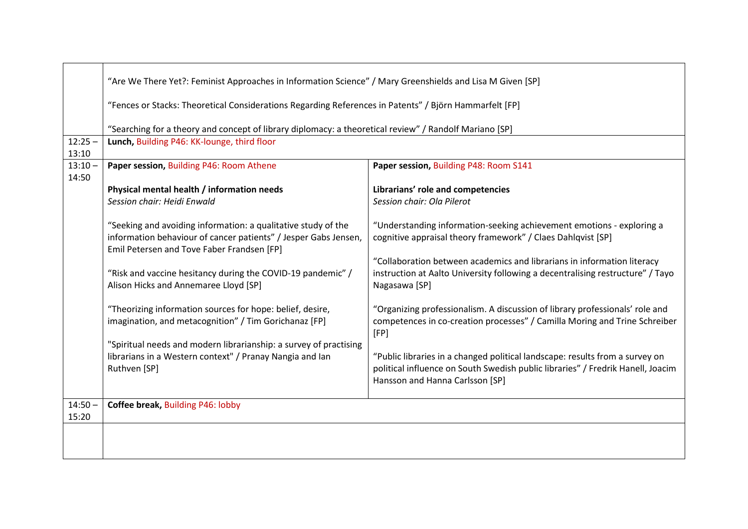|  |  |  |
| --- | --- | --- |
|  | "Are We There Yet?: Feminist Approaches in Information Science" / Mary Greenshields and Lisa M Given [SP]<br><br>"Fences or Stacks: Theoretical Considerations Regarding References in Patents" / Björn Hammarfelt [FP]<br><br>"Searching for a theory and concept of library diplomacy: a theoretical review" / Randolf Mariano [SP] | |
| 12:25 – 13:10 | **Lunch,** Building P46: KK-lounge, third floor | |
| 13:10 – 14:50 | **Paper session,** Building P46: Room Athene<br><br>**Physical mental health / information needs**<br>*Session chair: Heidi Enwald*<br><br>"Seeking and avoiding information: a qualitative study of the information behaviour of cancer patients" / Jesper Gabs Jensen, Emil Petersen and Tove Faber Frandsen [FP]<br><br>"Risk and vaccine hesitancy during the COVID-19 pandemic" / Alison Hicks and Annemaree Lloyd [SP]<br><br>"Theorizing information sources for hope: belief, desire, imagination, and metacognition" / Tim Gorichanaz [FP]<br><br>"Spiritual needs and modern librarianship: a survey of practising librarians in a Western context" / Pranay Nangia and Ian Ruthven [SP] | **Paper session,** Building P48: Room S141<br><br>**Librarians' role and competencies**<br>*Session chair: Ola Pilerot*<br><br>"Understanding information-seeking achievement emotions - exploring a cognitive appraisal theory framework" / Claes Dahlqvist [SP]<br><br>"Collaboration between academics and librarians in information literacy instruction at Aalto University following a decentralising restructure" / Tayo Nagasawa [SP]<br><br>"Organizing professionalism. A discussion of library professionals' role and competences in co-creation processes" / Camilla Moring and Trine Schreiber [FP]<br><br>"Public libraries in a changed political landscape: results from a survey on political influence on South Swedish public libraries" / Fredrik Hanell, Joacim Hansson and Hanna Carlsson [SP] |
| 14:50 – 15:20 | **Coffee break,** Building P46: lobby | |
|  |  | |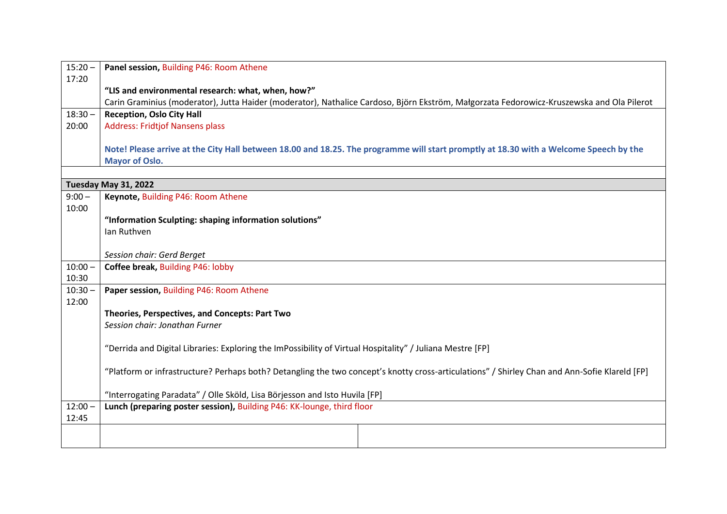| | |
|---|---|
| 15:20 – 17:20 | **Panel session,** Building P46: Room Athene<br><br>**"LIS and environmental research: what, when, how?"**<br>Carin Graminius (moderator), Jutta Haider (moderator), Nathalice Cardoso, Björn Ekström, Małgorzata Fedorowicz-Kruszewska and Ola Pilerot |
| 18:30 – 20:00 | **Reception, Oslo City Hall**<br>Address: Fridtjof Nansens plass<br><br>**Note! Please arrive at the City Hall between 18.00 and 18.25. The programme will start promptly at 18.30 with a Welcome Speech by the Mayor of Oslo.** |
| | |
| **Tuesday May 31, 2022** | |
| 9:00 – 10:00 | **Keynote,** Building P46: Room Athene<br><br>**"Information Sculpting: shaping information solutions"**<br>Ian Ruthven<br><br>*Session chair: Gerd Berget* |
| 10:00 – 10:30 | **Coffee break,** Building P46: lobby |
| 10:30 – 12:00 | **Paper session,** Building P46: Room Athene<br><br>**Theories, Perspectives, and Concepts: Part Two**<br>*Session chair: Jonathan Furner*<br><br>"Derrida and Digital Libraries: Exploring the ImPossibility of Virtual Hospitality" / Juliana Mestre [FP]<br><br>"Platform or infrastructure? Perhaps both? Detangling the two concept's knotty cross-articulations" / Shirley Chan and Ann-Sofie Klareld [FP]<br><br>"Interrogating Paradata" / Olle Sköld, Lisa Börjesson and Isto Huvila [FP] |
| 12:00 – 12:45 | **Lunch (preparing poster session),** Building P46: KK-lounge, third floor |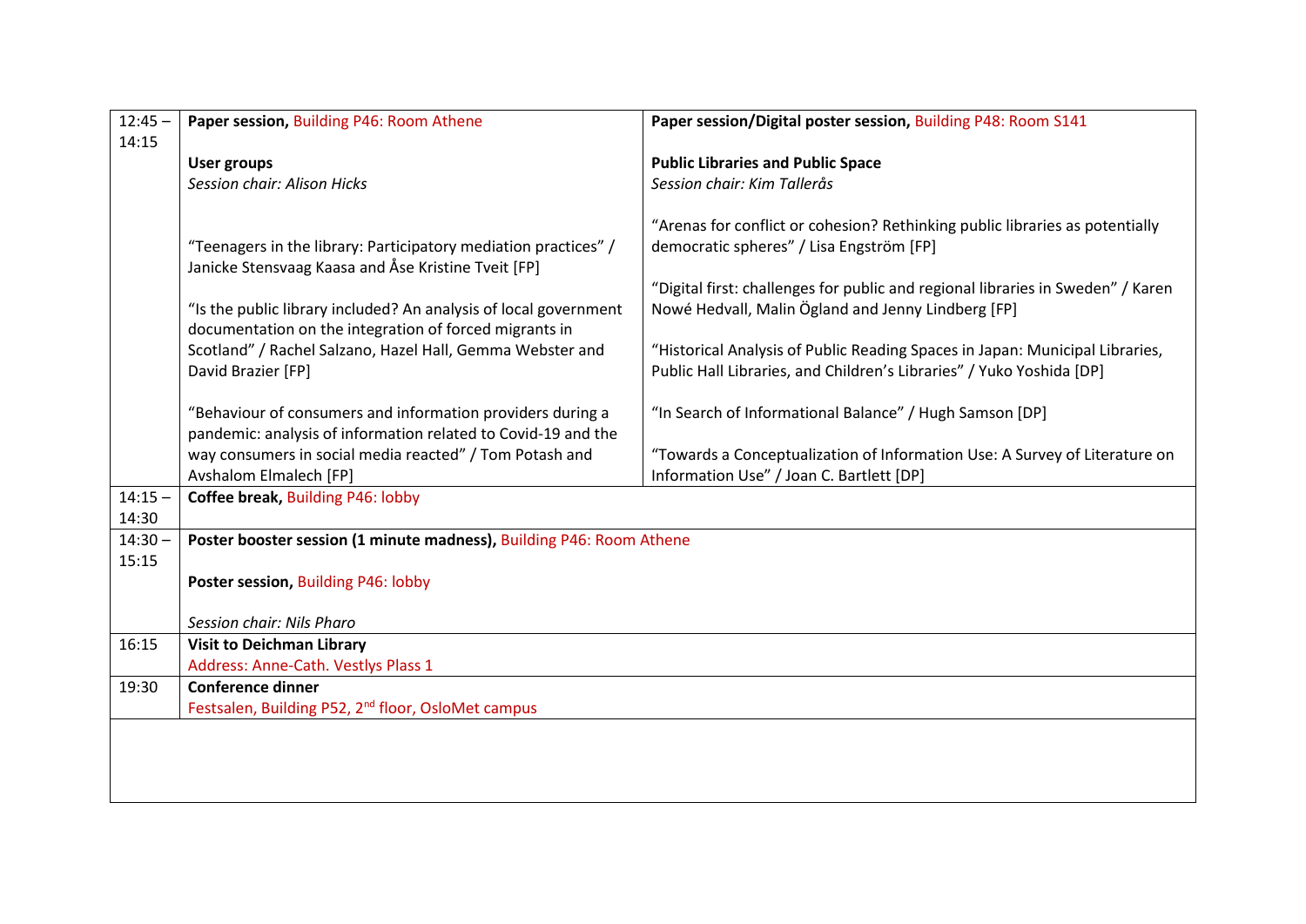| 12:45 – 14:15 | **Paper session,** Building P46: Room Athene<br><br>**User groups**<br>*Session chair: Alison Hicks*<br><br>“Teenagers in the library: Participatory mediation practices” / Janicke Stensvaag Kaasa and Åse Kristine Tveit [FP]<br><br>“Is the public library included? An analysis of local government documentation on the integration of forced migrants in Scotland” / Rachel Salzano, Hazel Hall, Gemma Webster and David Brazier [FP]<br><br>“Behaviour of consumers and information providers during a pandemic: analysis of information related to Covid-19 and the way consumers in social media reacted” / Tom Potash and Avshalom Elmalech [FP] | **Paper session/Digital poster session,** Building P48: Room S141<br><br>**Public Libraries and Public Space**<br>*Session chair: Kim Tallerås*<br><br>“Arenas for conflict or cohesion? Rethinking public libraries as potentially democratic spheres” / Lisa Engström [FP]<br><br>“Digital first: challenges for public and regional libraries in Sweden” / Karen Nowé Hedvall, Malin Ögland and Jenny Lindberg [FP]<br><br>“Historical Analysis of Public Reading Spaces in Japan: Municipal Libraries, Public Hall Libraries, and Children’s Libraries” / Yuko Yoshida [DP]<br><br>“In Search of Informational Balance” / Hugh Samson [DP]<br><br>“Towards a Conceptualization of Information Use: A Survey of Literature on Information Use” / Joan C. Bartlett [DP] |
|---|---|---|
| 14:15 – 14:30 | **Coffee break,** Building P46: lobby | |
| 14:30 – 15:15 | **Poster booster session (1 minute madness),** Building P46: Room Athene<br><br>**Poster session,** Building P46: lobby<br><br>*Session chair: Nils Pharo* | |
| 16:15 | **Visit to Deichman Library**<br>Address: Anne-Cath. Vestlys Plass 1 | |
| 19:30 | **Conference dinner**<br>Festsalen, Building P52, 2nd floor, OsloMet campus | |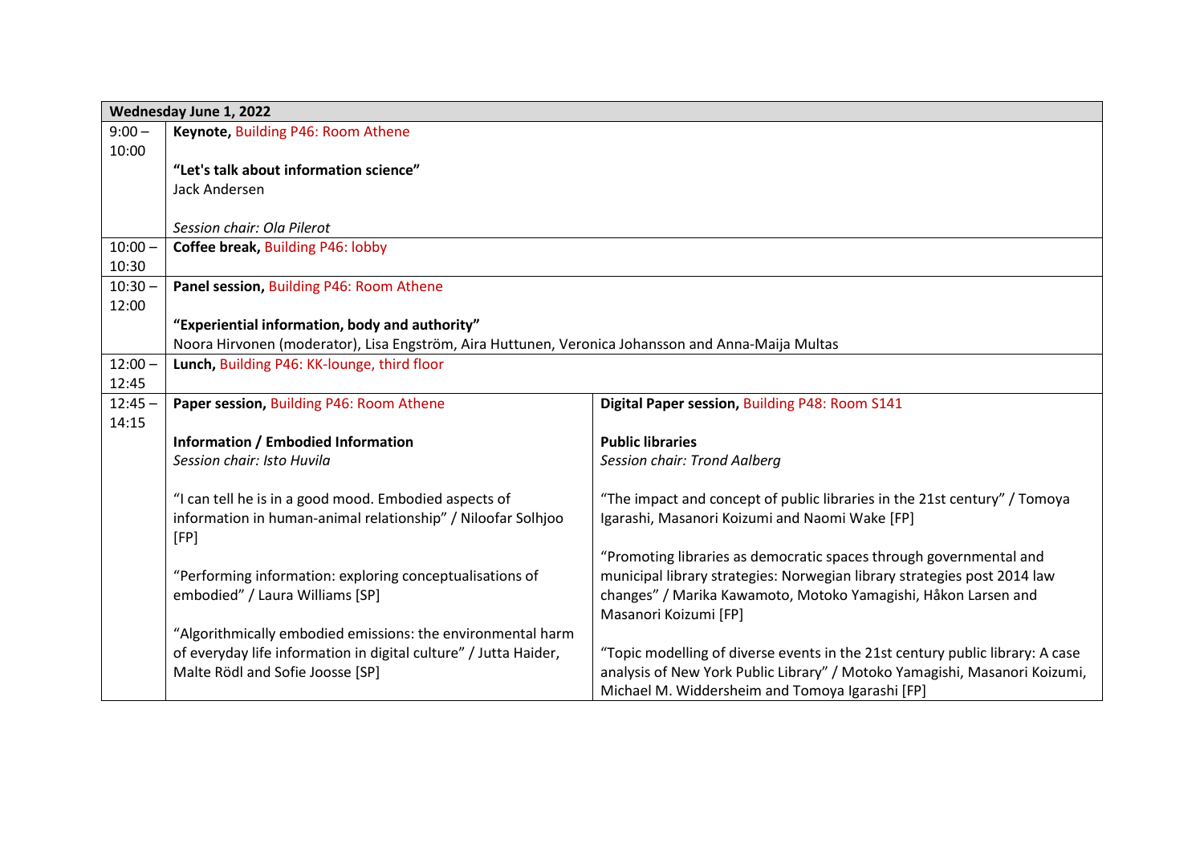| Wednesday June 1, 2022 | | |
|---|---|---|
| 9:00 – 10:00 | **Keynote,** Building P46: Room Athene<br><br>**"Let's talk about information science"**<br>Jack Andersen<br><br>*Session chair: Ola Pilerot* | |
| 10:00 – 10:30 | **Coffee break,** Building P46: lobby | |
| 10:30 – 12:00 | **Panel session,** Building P46: Room Athene<br><br>**"Experiential information, body and authority"**<br>Noora Hirvonen (moderator), Lisa Engström, Aira Huttunen, Veronica Johansson and Anna-Maija Multas | |
| 12:00 – 12:45 | **Lunch,** Building P46: KK-lounge, third floor | |
| 12:45 – 14:15 | **Paper session,** Building P46: Room Athene<br><br>**Information / Embodied Information**<br>*Session chair: Isto Huvila*<br><br>"I can tell he is in a good mood. Embodied aspects of information in human-animal relationship" / Niloofar Solhjoo [FP]<br><br>"Performing information: exploring conceptualisations of embodied" / Laura Williams [SP]<br><br>"Algorithmically embodied emissions: the environmental harm of everyday life information in digital culture" / Jutta Haider, Malte Rödl and Sofie Joosse [SP] | **Digital Paper session,** Building P48: Room S141<br><br>**Public libraries**<br>*Session chair: Trond Aalberg*<br><br>"The impact and concept of public libraries in the 21st century" / Tomoya Igarashi, Masanori Koizumi and Naomi Wake [FP]<br><br>"Promoting libraries as democratic spaces through governmental and municipal library strategies: Norwegian library strategies post 2014 law changes" / Marika Kawamoto, Motoko Yamagishi, Håkon Larsen and Masanori Koizumi [FP]<br><br>"Topic modelling of diverse events in the 21st century public library: A case analysis of New York Public Library" / Motoko Yamagishi, Masanori Koizumi, Michael M. Widdersheim and Tomoya Igarashi [FP] |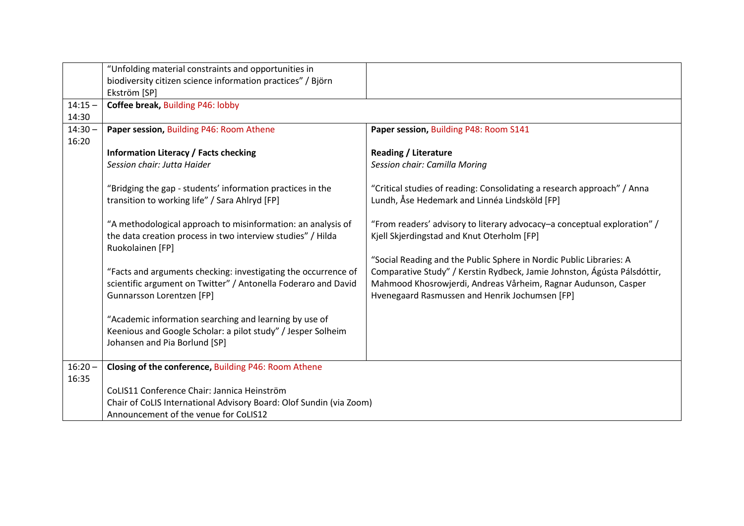| | | |
|---|---|---|
| | "Unfolding material constraints and opportunities in biodiversity citizen science information practices" / Björn Ekström [SP] | |
| 14:15 – 14:30 | **Coffee break,** Building P46: lobby | |
| 14:30 – 16:20 | **Paper session,** Building P46: Room Athene<br><br>**Information Literacy / Facts checking**<br>*Session chair: Jutta Haider*<br><br>"Bridging the gap - students' information practices in the transition to working life" / Sara Ahlryd [FP]<br><br>"A methodological approach to misinformation: an analysis of the data creation process in two interview studies" / Hilda Ruokolainen [FP]<br><br>"Facts and arguments checking: investigating the occurrence of scientific argument on Twitter" / Antonella Foderaro and David Gunnarsson Lorentzen [FP]<br><br>"Academic information searching and learning by use of Keenious and Google Scholar: a pilot study" / Jesper Solheim Johansen and Pia Borlund [SP] | **Paper session,** Building P48: Room S141<br><br>**Reading / Literature**<br>*Session chair: Camilla Moring*<br><br>"Critical studies of reading: Consolidating a research approach" / Anna Lundh, Åse Hedemark and Linnéa Lindsköld [FP]<br><br>"From readers' advisory to literary advocacy–a conceptual exploration" / Kjell Skjerdingstad and Knut Oterholm [FP]<br><br>"Social Reading and the Public Sphere in Nordic Public Libraries: A Comparative Study" / Kerstin Rydbeck, Jamie Johnston, Ágústa Pálsdóttir, Mahmood Khosrowjerdi, Andreas Vårheim, Ragnar Audunson, Casper Hvenegaard Rasmussen and Henrik Jochumsen [FP] |
| 16:20 – 16:35 | **Closing of the conference,** Building P46: Room Athene<br><br>CoLIS11 Conference Chair: Jannica Heinström<br>Chair of CoLIS International Advisory Board: Olof Sundin (via Zoom)<br>Announcement of the venue for CoLIS12 | |